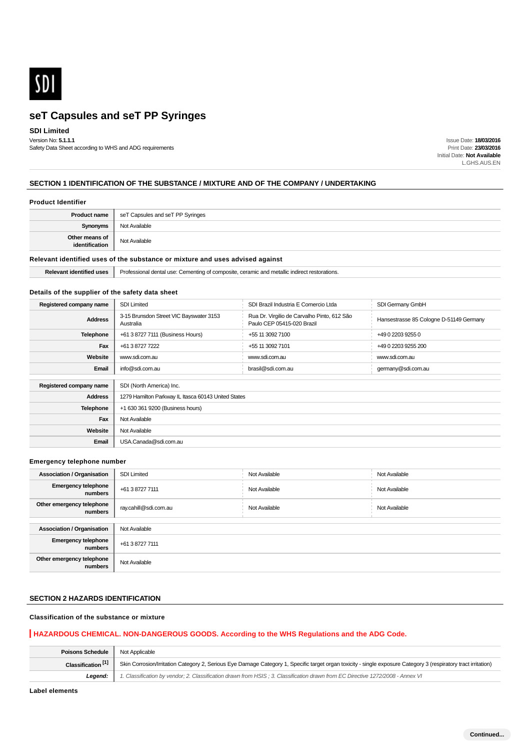SDI

# seT Capsules and seT PP Syringes

**SDI Limited**

Version No: **5.1.1.1**
Safety Data Sheet according to WHS and ADG requirements

Issue Date: **18/03/2016**
Print Date: **23/03/2016**
Initial Date: **Not Available**
L.GHS.AUS.EN

## SECTION 1 IDENTIFICATION OF THE SUBSTANCE / MIXTURE AND OF THE COMPANY / UNDERTAKING

### Product Identifier

| | |
|---|---|
| **Product name** | seT Capsules and seT PP Syringes |
| **Synonyms** | Not Available |
| **Other means of identification** | Not Available |

### Relevant identified uses of the substance or mixture and uses advised against

| | |
|---|---|
| **Relevant identified uses** | Professional dental use: Cementing of composite, ceramic and metallic indirect restorations. |

### Details of the supplier of the safety data sheet

| | | | |
|---|---|---|---|
| **Registered company name** | SDI Limited | SDI Brazil Industria E Comercio Ltda | SDI Germany GmbH |
| **Address** | 3-15 Brunsdon Street VIC Bayswater 3153 Australia | Rua Dr. Virgilio de Carvalho Pinto, 612 São Paulo CEP 05415-020 Brazil | Hansestrasse 85 Cologne D-51149 Germany |
| **Telephone** | +61 3 8727 7111 (Business Hours) | +55 11 3092 7100 | +49 0 2203 9255 0 |
| **Fax** | +61 3 8727 7222 | +55 11 3092 7101 | +49 0 2203 9255 200 |
| **Website** | www.sdi.com.au | www.sdi.com.au | www.sdi.com.au |
| **Email** | info@sdi.com.au | brasil@sdi.com.au | germany@sdi.com.au |

| | |
|---|---|
| **Registered company name** | SDI (North America) Inc. |
| **Address** | 1279 Hamilton Parkway IL Itasca 60143 United States |
| **Telephone** | +1 630 361 9200 (Business hours) |
| **Fax** | Not Available |
| **Website** | Not Available |
| **Email** | USA.Canada@sdi.com.au |

### Emergency telephone number

| | | | |
|---|---|---|---|
| **Association / Organisation** | SDI Limited | Not Available | Not Available |
| **Emergency telephone numbers** | +61 3 8727 7111 | Not Available | Not Available |
| **Other emergency telephone numbers** | ray.cahill@sdi.com.au | Not Available | Not Available |

| | |
|---|---|
| **Association / Organisation** | Not Available |
| **Emergency telephone numbers** | +61 3 8727 7111 |
| **Other emergency telephone numbers** | Not Available |

## SECTION 2 HAZARDS IDENTIFICATION

### Classification of the substance or mixture

**HAZARDOUS CHEMICAL. NON-DANGEROUS GOODS. According to the WHS Regulations and the ADG Code.**

| | |
|---|---|
| **Poisons Schedule** | Not Applicable |
| **Classification [1]** | Skin Corrosion/Irritation Category 2, Serious Eye Damage Category 1, Specific target organ toxicity - single exposure Category 3 (respiratory tract irritation) |
| ***Legend:*** | *1. Classification by vendor; 2. Classification drawn from HSIS ; 3. Classification drawn from EC Directive 1272/2008 - Annex VI* |

### Label elements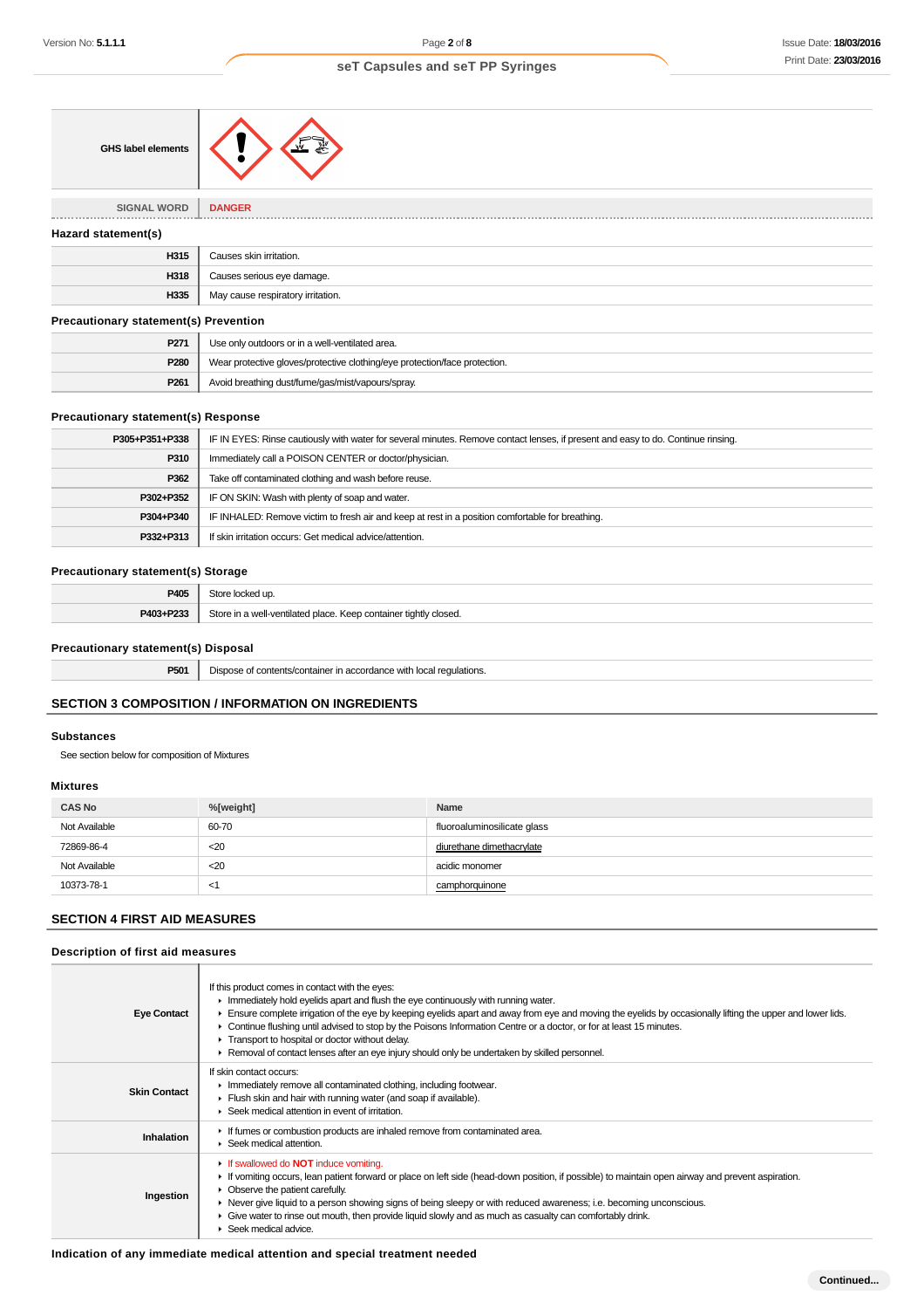| GHS label elements | |
|---|---|
| SIGNAL WORD | DANGER |

### Hazard statement(s)

| | |
|---|---|
| H315 | Causes skin irritation. |
| H318 | Causes serious eye damage. |
| H335 | May cause respiratory irritation. |

### Precautionary statement(s) Prevention

| | |
|---|---|
| P271 | Use only outdoors or in a well-ventilated area. |
| P280 | Wear protective gloves/protective clothing/eye protection/face protection. |
| P261 | Avoid breathing dust/fume/gas/mist/vapours/spray. |

### Precautionary statement(s) Response

| | |
|---|---|
| P305+P351+P338 | IF IN EYES: Rinse cautiously with water for several minutes. Remove contact lenses, if present and easy to do. Continue rinsing. |
| P310 | Immediately call a POISON CENTER or doctor/physician. |
| P362 | Take off contaminated clothing and wash before reuse. |
| P302+P352 | IF ON SKIN: Wash with plenty of soap and water. |
| P304+P340 | IF INHALED: Remove victim to fresh air and keep at rest in a position comfortable for breathing. |
| P332+P313 | If skin irritation occurs: Get medical advice/attention. |

### Precautionary statement(s) Storage

| | |
|---|---|
| P405 | Store locked up. |
| P403+P233 | Store in a well-ventilated place. Keep container tightly closed. |

### Precautionary statement(s) Disposal

| | |
|---|---|
| P501 | Dispose of contents/container in accordance with local regulations. |

## SECTION 3 COMPOSITION / INFORMATION ON INGREDIENTS

### Substances

See section below for composition of Mixtures

### Mixtures

| CAS No | %[weight] | Name |
|---|---|---|
| Not Available | 60-70 | fluoroaluminosilicate glass |
| 72869-86-4 | <20 | diurethane dimethacrylate |
| Not Available | <20 | acidic monomer |
| 10373-78-1 | <1 | camphorquinone |

## SECTION 4 FIRST AID MEASURES

### Description of first aid measures

| | |
|---|---|
| Eye Contact | If this product comes in contact with the eyes:<br>▸ Immediately hold eyelids apart and flush the eye continuously with running water.<br>▸ Ensure complete irrigation of the eye by keeping eyelids apart and away from eye and moving the eyelids by occasionally lifting the upper and lower lids.<br>▸ Continue flushing until advised to stop by the Poisons Information Centre or a doctor, or for at least 15 minutes.<br>▸ Transport to hospital or doctor without delay.<br>▸ Removal of contact lenses after an eye injury should only be undertaken by skilled personnel. |
| Skin Contact | If skin contact occurs:<br>▸ Immediately remove all contaminated clothing, including footwear.<br>▸ Flush skin and hair with running water (and soap if available).<br>▸ Seek medical attention in event of irritation. |
| Inhalation | ▸ If fumes or combustion products are inhaled remove from contaminated area.<br>▸ Seek medical attention. |
| Ingestion | ▸ If swallowed do **NOT** induce vomiting.<br>▸ If vomiting occurs, lean patient forward or place on left side (head-down position, if possible) to maintain open airway and prevent aspiration.<br>▸ Observe the patient carefully.<br>▸ Never give liquid to a person showing signs of being sleepy or with reduced awareness; i.e. becoming unconscious.<br>▸ Give water to rinse out mouth, then provide liquid slowly and as much as casualty can comfortably drink.<br>▸ Seek medical advice. |

### Indication of any immediate medical attention and special treatment needed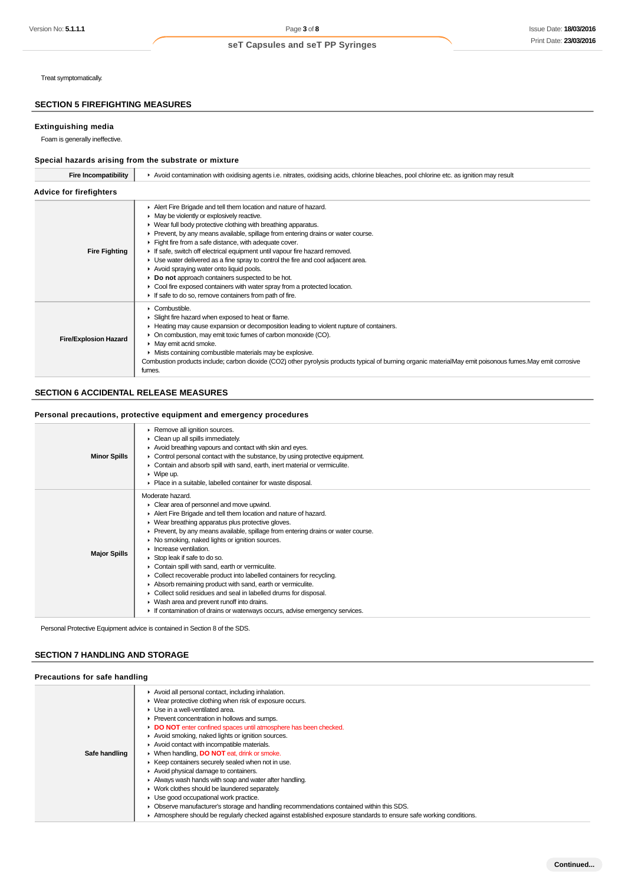Treat symptomatically.

## SECTION 5 FIREFIGHTING MEASURES

### Extinguishing media

Foam is generally ineffective.

### Special hazards arising from the substrate or mixture

| | |
|---|---|
| **Fire Incompatibility** | ▸ Avoid contamination with oxidising agents i.e. nitrates, oxidising acids, chlorine bleaches, pool chlorine etc. as ignition may result |

### Advice for firefighters

| | |
|---|---|
| **Fire Fighting** | ▸ Alert Fire Brigade and tell them location and nature of hazard.<br>▸ May be violently or explosively reactive.<br>▸ Wear full body protective clothing with breathing apparatus.<br>▸ Prevent, by any means available, spillage from entering drains or water course.<br>▸ Fight fire from a safe distance, with adequate cover.<br>▸ If safe, switch off electrical equipment until vapour fire hazard removed.<br>▸ Use water delivered as a fine spray to control the fire and cool adjacent area.<br>▸ Avoid spraying water onto liquid pools.<br>▸ **Do not** approach containers suspected to be hot.<br>▸ Cool fire exposed containers with water spray from a protected location.<br>▸ If safe to do so, remove containers from path of fire. |
| **Fire/Explosion Hazard** | ▸ Combustible.<br>▸ Slight fire hazard when exposed to heat or flame.<br>▸ Heating may cause expansion or decomposition leading to violent rupture of containers.<br>▸ On combustion, may emit toxic fumes of carbon monoxide (CO).<br>▸ May emit acrid smoke.<br>▸ Mists containing combustible materials may be explosive.<br>Combustion products include; carbon dioxide ($CO_2$) other pyrolysis products typical of burning organic materialMay emit poisonous fumes.May emit corrosive fumes. |

## SECTION 6 ACCIDENTAL RELEASE MEASURES

### Personal precautions, protective equipment and emergency procedures

| | |
|---|---|
| **Minor Spills** | ▸ Remove all ignition sources.<br>▸ Clean up all spills immediately.<br>▸ Avoid breathing vapours and contact with skin and eyes.<br>▸ Control personal contact with the substance, by using protective equipment.<br>▸ Contain and absorb spill with sand, earth, inert material or vermiculite.<br>▸ Wipe up.<br>▸ Place in a suitable, labelled container for waste disposal. |
| **Major Spills** | Moderate hazard.<br>▸ Clear area of personnel and move upwind.<br>▸ Alert Fire Brigade and tell them location and nature of hazard.<br>▸ Wear breathing apparatus plus protective gloves.<br>▸ Prevent, by any means available, spillage from entering drains or water course.<br>▸ No smoking, naked lights or ignition sources.<br>▸ Increase ventilation.<br>▸ Stop leak if safe to do so.<br>▸ Contain spill with sand, earth or vermiculite.<br>▸ Collect recoverable product into labelled containers for recycling.<br>▸ Absorb remaining product with sand, earth or vermiculite.<br>▸ Collect solid residues and seal in labelled drums for disposal.<br>▸ Wash area and prevent runoff into drains.<br>▸ If contamination of drains or waterways occurs, advise emergency services. |

Personal Protective Equipment advice is contained in Section 8 of the SDS.

## SECTION 7 HANDLING AND STORAGE

### Precautions for safe handling

| | |
|---|---|
| **Safe handling** | ▸ Avoid all personal contact, including inhalation.<br>▸ Wear protective clothing when risk of exposure occurs.<br>▸ Use in a well-ventilated area.<br>▸ Prevent concentration in hollows and sumps.<br>▸ **DO NOT** enter confined spaces until atmosphere has been checked.<br>▸ Avoid smoking, naked lights or ignition sources.<br>▸ Avoid contact with incompatible materials.<br>▸ When handling, **DO NOT** eat, drink or smoke.<br>▸ Keep containers securely sealed when not in use.<br>▸ Avoid physical damage to containers.<br>▸ Always wash hands with soap and water after handling.<br>▸ Work clothes should be laundered separately.<br>▸ Use good occupational work practice.<br>▸ Observe manufacturer's storage and handling recommendations contained within this SDS.<br>▸ Atmosphere should be regularly checked against established exposure standards to ensure safe working conditions. |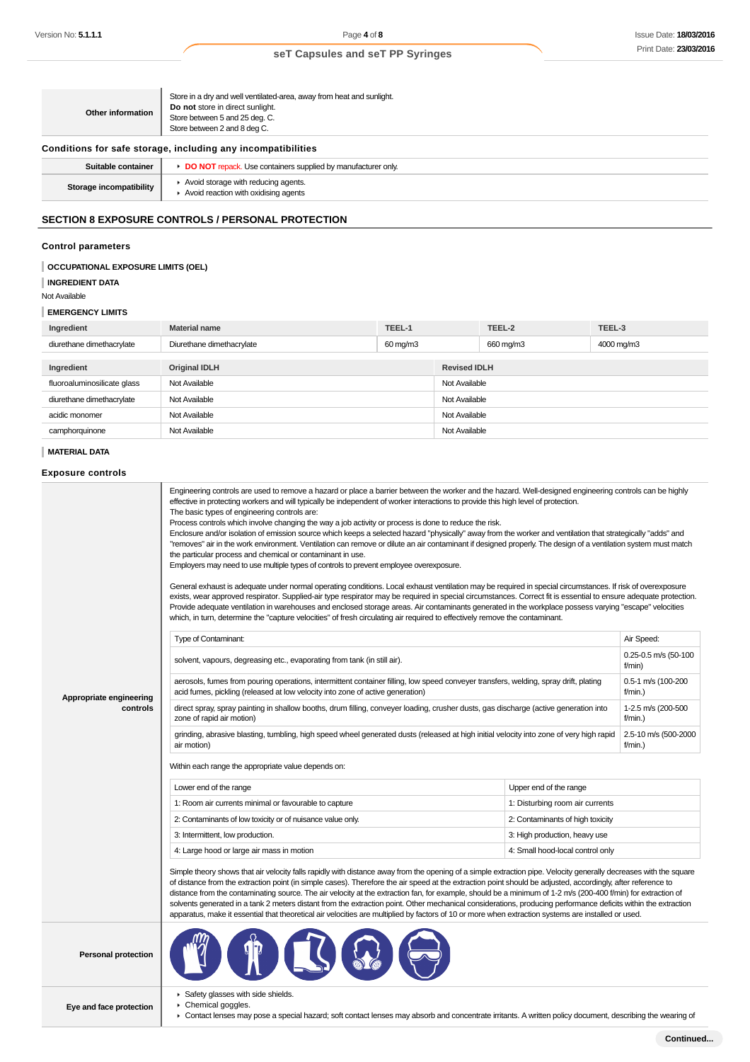| Other information | Store in a dry and well ventilated-area, away from heat and sunlight.<br>**Do not** store in direct sunlight.<br>Store between 5 and 25 deg. C.<br>Store between 2 and 8 deg C. |
|---|---|

### Conditions for safe storage, including any incompatibilities

| Suitable container | ▸ **DO NOT** repack. Use containers supplied by manufacturer only. |
|---|---|
| Storage incompatibility | ▸ Avoid storage with reducing agents.<br>▸ Avoid reaction with oxidising agents |

## SECTION 8 EXPOSURE CONTROLS / PERSONAL PROTECTION

### Control parameters

**OCCUPATIONAL EXPOSURE LIMITS (OEL)**

**INGREDIENT DATA**

Not Available

**EMERGENCY LIMITS**

| Ingredient | Material name | TEEL-1 | TEEL-2 | TEEL-3 |
|---|---|---|---|---|
| diurethane dimethacrylate | Diurethane dimethacrylate | 60 mg/m3 | 660 mg/m3 | 4000 mg/m3 |

| Ingredient | Original IDLH | Revised IDLH |
|---|---|---|
| fluoroaluminosilicate glass | Not Available | Not Available |
| diurethane dimethacrylate | Not Available | Not Available |
| acidic monomer | Not Available | Not Available |
| camphorquinone | Not Available | Not Available |

**MATERIAL DATA**

### Exposure controls

**Appropriate engineering controls**

Engineering controls are used to remove a hazard or place a barrier between the worker and the hazard. Well-designed engineering controls can be highly effective in protecting workers and will typically be independent of worker interactions to provide this high level of protection.
The basic types of engineering controls are:
Process controls which involve changing the way a job activity or process is done to reduce the risk.
Enclosure and/or isolation of emission source which keeps a selected hazard "physically" away from the worker and ventilation that strategically "adds" and "removes" air in the work environment. Ventilation can remove or dilute an air contaminant if designed properly. The design of a ventilation system must match the particular process and chemical or contaminant in use.
Employers may need to use multiple types of controls to prevent employee overexposure.

General exhaust is adequate under normal operating conditions. Local exhaust ventilation may be required in special circumstances. If risk of overexposure exists, wear approved respirator. Supplied-air type respirator may be required in special circumstances. Correct fit is essential to ensure adequate protection. Provide adequate ventilation in warehouses and enclosed storage areas. Air contaminants generated in the workplace possess varying "escape" velocities which, in turn, determine the "capture velocities" of fresh circulating air required to effectively remove the contaminant.

| Type of Contaminant: | Air Speed: |
|---|---|
| solvent, vapours, degreasing etc., evaporating from tank (in still air). | 0.25-0.5 m/s (50-100 f/min) |
| aerosols, fumes from pouring operations, intermittent container filling, low speed conveyer transfers, welding, spray drift, plating acid fumes, pickling (released at low velocity into zone of active generation) | 0.5-1 m/s (100-200 f/min.) |
| direct spray, spray painting in shallow booths, drum filling, conveyer loading, crusher dusts, gas discharge (active generation into zone of rapid air motion) | 1-2.5 m/s (200-500 f/min.) |
| grinding, abrasive blasting, tumbling, high speed wheel generated dusts (released at high initial velocity into zone of very high rapid air motion) | 2.5-10 m/s (500-2000 f/min.) |

Within each range the appropriate value depends on:

| Lower end of the range | Upper end of the range |
|---|---|
| 1: Room air currents minimal or favourable to capture | 1: Disturbing room air currents |
| 2: Contaminants of low toxicity or of nuisance value only. | 2: Contaminants of high toxicity |
| 3: Intermittent, low production. | 3: High production, heavy use |
| 4: Large hood or large air mass in motion | 4: Small hood-local control only |

Simple theory shows that air velocity falls rapidly with distance away from the opening of a simple extraction pipe. Velocity generally decreases with the square of distance from the extraction point (in simple cases). Therefore the air speed at the extraction point should be adjusted, accordingly, after reference to distance from the contaminating source. The air velocity at the extraction fan, for example, should be a minimum of 1-2 m/s (200-400 f/min) for extraction of solvents generated in a tank 2 meters distant from the extraction point. Other mechanical considerations, producing performance deficits within the extraction apparatus, make it essential that theoretical air velocities are multiplied by factors of 10 or more when extraction systems are installed or used.

**Personal protection**

**Eye and face protection**

- Safety glasses with side shields.
- Chemical goggles.
- Contact lenses may pose a special hazard; soft contact lenses may absorb and concentrate irritants. A written policy document, describing the wearing of

**Continued...**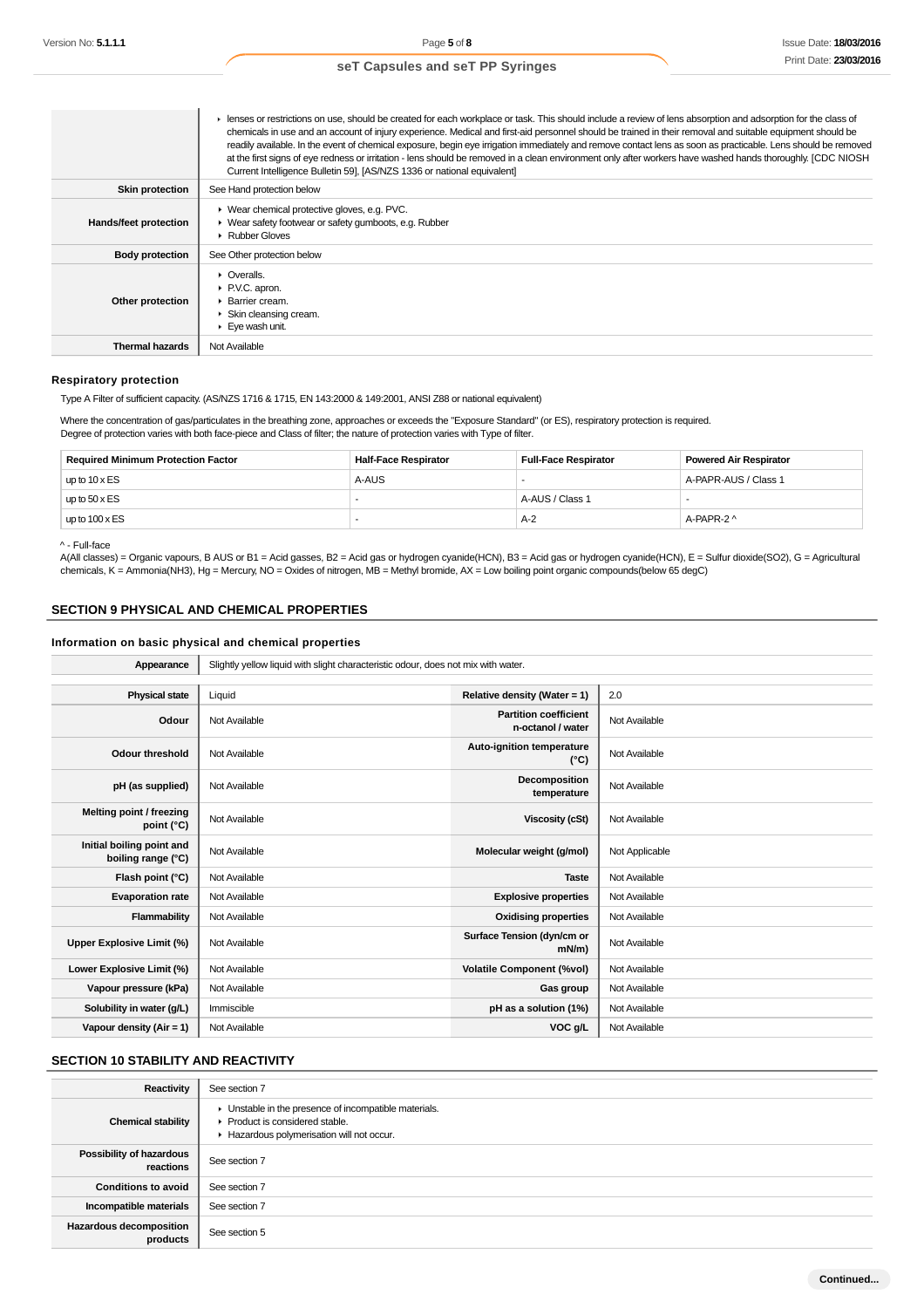| | |
|---|---|
| | ▸ lenses or restrictions on use, should be created for each workplace or task. This should include a review of lens absorption and adsorption for the class of chemicals in use and an account of injury experience. Medical and first-aid personnel should be trained in their removal and suitable equipment should be readily available. In the event of chemical exposure, begin eye irrigation immediately and remove contact lens as soon as practicable. Lens should be removed at the first signs of eye redness or irritation - lens should be removed in a clean environment only after workers have washed hands thoroughly. [CDC NIOSH Current Intelligence Bulletin 59], [AS/NZS 1336 or national equivalent] |
| **Skin protection** | See Hand protection below |
| **Hands/feet protection** | ▸ Wear chemical protective gloves, e.g. PVC.<br>▸ Wear safety footwear or safety gumboots, e.g. Rubber<br>▸ Rubber Gloves |
| **Body protection** | See Other protection below |
| **Other protection** | ▸ Overalls.<br>▸ P.V.C. apron.<br>▸ Barrier cream.<br>▸ Skin cleansing cream.<br>▸ Eye wash unit. |
| **Thermal hazards** | Not Available |

### Respiratory protection

Type A Filter of sufficient capacity. (AS/NZS 1716 & 1715, EN 143:2000 & 149:2001, ANSI Z88 or national equivalent)

Where the concentration of gas/particulates in the breathing zone, approaches or exceeds the "Exposure Standard" (or ES), respiratory protection is required.
Degree of protection varies with both face-piece and Class of filter; the nature of protection varies with Type of filter.

| Required Minimum Protection Factor | Half-Face Respirator | Full-Face Respirator | Powered Air Respirator |
|---|---|---|---|
| up to 10 x ES | A-AUS | - | A-PAPR-AUS / Class 1 |
| up to 50 x ES | - | A-AUS / Class 1 | - |
| up to 100 x ES | - | A-2 | A-PAPR-2 ^ |

^ - Full-face
A(All classes) = Organic vapours, B AUS or B1 = Acid gasses, B2 = Acid gas or hydrogen cyanide(HCN), B3 = Acid gas or hydrogen cyanide(HCN), E = Sulfur dioxide(SO2), G = Agricultural chemicals, K = Ammonia(NH3), Hg = Mercury, NO = Oxides of nitrogen, MB = Methyl bromide, AX = Low boiling point organic compounds(below 65 degC)

## SECTION 9 PHYSICAL AND CHEMICAL PROPERTIES

### Information on basic physical and chemical properties

| | | | |
|---|---|---|---|
| **Appearance** | Slightly yellow liquid with slight characteristic odour, does not mix with water. | | |
| **Physical state** | Liquid | **Relative density (Water = 1)** | 2.0 |
| **Odour** | Not Available | **Partition coefficient n-octanol / water** | Not Available |
| **Odour threshold** | Not Available | **Auto-ignition temperature (°C)** | Not Available |
| **pH (as supplied)** | Not Available | **Decomposition temperature** | Not Available |
| **Melting point / freezing point (°C)** | Not Available | **Viscosity (cSt)** | Not Available |
| **Initial boiling point and boiling range (°C)** | Not Available | **Molecular weight (g/mol)** | Not Applicable |
| **Flash point (°C)** | Not Available | **Taste** | Not Available |
| **Evaporation rate** | Not Available | **Explosive properties** | Not Available |
| **Flammability** | Not Available | **Oxidising properties** | Not Available |
| **Upper Explosive Limit (%)** | Not Available | **Surface Tension (dyn/cm or mN/m)** | Not Available |
| **Lower Explosive Limit (%)** | Not Available | **Volatile Component (%vol)** | Not Available |
| **Vapour pressure (kPa)** | Not Available | **Gas group** | Not Available |
| **Solubility in water (g/L)** | Immiscible | **pH as a solution (1%)** | Not Available |
| **Vapour density (Air = 1)** | Not Available | **VOC g/L** | Not Available |

## SECTION 10 STABILITY AND REACTIVITY

| | |
|---|---|
| **Reactivity** | See section 7 |
| **Chemical stability** | ▸ Unstable in the presence of incompatible materials.<br>▸ Product is considered stable.<br>▸ Hazardous polymerisation will not occur. |
| **Possibility of hazardous reactions** | See section 7 |
| **Conditions to avoid** | See section 7 |
| **Incompatible materials** | See section 7 |
| **Hazardous decomposition products** | See section 5 |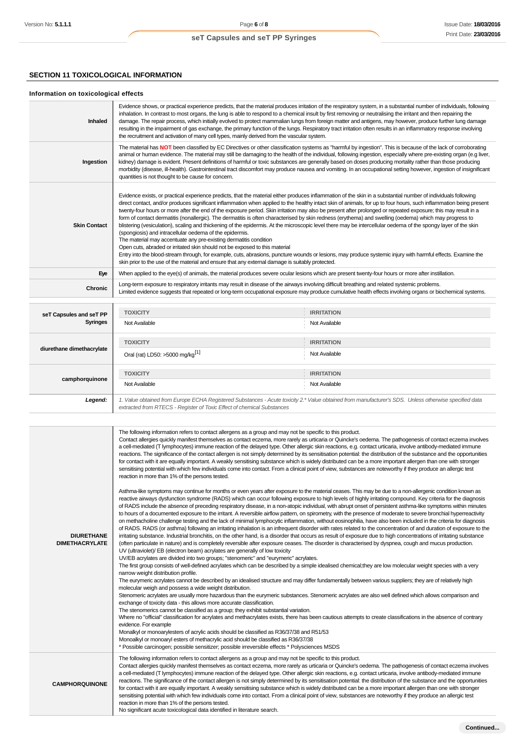## SECTION 11 TOXICOLOGICAL INFORMATION

### Information on toxicological effects

| | |
|---|---|
| **Inhaled** | Evidence shows, or practical experience predicts, that the material produces irritation of the respiratory system, in a substantial number of individuals, following inhalation. In contrast to most organs, the lung is able to respond to a chemical insult by first removing or neutralising the irritant and then repairing the damage. The repair process, which initially evolved to protect mammalian lungs from foreign matter and antigens, may however, produce further lung damage resulting in the impairment of gas exchange, the primary function of the lungs. Respiratory tract irritation often results in an inflammatory response involving the recruitment and activation of many cell types, mainly derived from the vascular system. |
| **Ingestion** | The material has **NOT** been classified by EC Directives or other classification systems as "harmful by ingestion". This is because of the lack of corroborating animal or human evidence. The material may still be damaging to the health of the individual, following ingestion, especially where pre-existing organ (e.g liver, kidney) damage is evident. Present definitions of harmful or toxic substances are generally based on doses producing mortality rather than those producing morbidity (disease, ill-health). Gastrointestinal tract discomfort may produce nausea and vomiting. In an occupational setting however, ingestion of insignificant quantities is not thought to be cause for concern. |
| **Skin Contact** | Evidence exists, or practical experience predicts, that the material either produces inflammation of the skin in a substantial number of individuals following direct contact, and/or produces significant inflammation when applied to the healthy intact skin of animals, for up to four hours, such inflammation being present twenty-four hours or more after the end of the exposure period. Skin irritation may also be present after prolonged or repeated exposure; this may result in a form of contact dermatitis (nonallergic). The dermatitis is often characterised by skin redness (erythema) and swelling (oedema) which may progress to blistering (vesiculation), scaling and thickening of the epidermis. At the microscopic level there may be intercellular oedema of the spongy layer of the skin (spongiosis) and intracellular oedema of the epidermis.<br>The material may accentuate any pre-existing dermatitis condition<br>Open cuts, abraded or irritated skin should not be exposed to this material<br>Entry into the blood-stream through, for example, cuts, abrasions, puncture wounds or lesions, may produce systemic injury with harmful effects. Examine the skin prior to the use of the material and ensure that any external damage is suitably protected. |
| **Eye** | When applied to the eye(s) of animals, the material produces severe ocular lesions which are present twenty-four hours or more after instillation. |
| **Chronic** | Long-term exposure to respiratory irritants may result in disease of the airways involving difficult breathing and related systemic problems.<br>Limited evidence suggests that repeated or long-term occupational exposure may produce cumulative health effects involving organs or biochemical systems. |

| | TOXICITY | IRRITATION |
|---|---|---|
| **seT Capsules and seT PP Syringes** | Not Available | Not Available |
| **diurethane dimethacrylate** | Oral (rat) LD50: >5000 mg/kg[1] | Not Available |
| **camphorquinone** | Not Available | Not Available |
| ***Legend:*** | *1. Value obtained from Europe ECHA Registered Substances - Acute toxicity 2.\* Value obtained from manufacturer's SDS. Unless otherwise specified data extracted from RTECS - Register of Toxic Effect of chemical Substances* | |

| | |
|---|---|
| **DIURETHANE DIMETHACRYLATE** | The following information refers to contact allergens as a group and may not be specific to this product.<br>Contact allergies quickly manifest themselves as contact eczema, more rarely as urticaria or Quincke's oedema. The pathogenesis of contact eczema involves a cell-mediated (T lymphocytes) immune reaction of the delayed type. Other allergic skin reactions, e.g. contact urticaria, involve antibody-mediated immune reactions. The significance of the contact allergen is not simply determined by its sensitisation potential: the distribution of the substance and the opportunities for contact with it are equally important. A weakly sensitising substance which is widely distributed can be a more important allergen than one with stronger sensitising potential with which few individuals come into contact. From a clinical point of view, substances are noteworthy if they produce an allergic test reaction in more than 1% of the persons tested.<br><br>Asthma-like symptoms may continue for months or even years after exposure to the material ceases. This may be due to a non-allergenic condition known as reactive airways dysfunction syndrome (RADS) which can occur following exposure to high levels of highly irritating compound. Key criteria for the diagnosis of RADS include the absence of preceding respiratory disease, in a non-atopic individual, with abrupt onset of persistent asthma-like symptoms within minutes to hours of a documented exposure to the irritant. A reversible airflow pattern, on spirometry, with the presence of moderate to severe bronchial hyperreactivity on methacholine challenge testing and the lack of minimal lymphocytic inflammation, without eosinophilia, have also been included in the criteria for diagnosis of RADS. RADS (or asthma) following an irritating inhalation is an infrequent disorder with rates related to the concentration of and duration of exposure to the irritating substance. Industrial bronchitis, on the other hand, is a disorder that occurs as result of exposure due to high concentrations of irritating substance (often particulate in nature) and is completely reversible after exposure ceases. The disorder is characterised by dyspnea, cough and mucus production.<br>UV (ultraviolet)/ EB (electron beam) acrylates are generally of low toxicity<br>UV/EB acrylates are divided into two groups; "stenomeric" and "eurymeric" acrylates.<br>The first group consists of well-defined acrylates which can be described by a simple idealised chemical;they are low molecular weight species with a very narrow weight distribution profile.<br>The eurymeric acrylates cannot be described by an idealised structure and may differ fundamentally between various suppliers; they are of relatively high molecular weigh and possess a wide weight distribution.<br>Stenomeric acrylates are usually more hazardous than the eurymeric substances. Stenomeric acrylates are also well defined which allows comparison and exchange of toxicity data - this allows more accurate classification.<br>The stenomerics cannot be classified as a group; they exhibit substantial variation.<br>Where no "official" classification for acrylates and methacrylates exists, there has been cautious attempts to create classifications in the absence of contrary evidence. For example<br>Monalkyl or monoarylesters of acrylic acids should be classified as R36/37/38 and R51/53<br>Monoalkyl or monoaryl esters of methacrylic acid should be classified as R36/37/38<br>* Possible carcinogen; possible sensitizer; possible irreversible effects * Polysciences MSDS |
| **CAMPHORQUINONE** | The following information refers to contact allergens as a group and may not be specific to this product.<br>Contact allergies quickly manifest themselves as contact eczema, more rarely as urticaria or Quincke's oedema. The pathogenesis of contact eczema involves a cell-mediated (T lymphocytes) immune reaction of the delayed type. Other allergic skin reactions, e.g. contact urticaria, involve antibody-mediated immune reactions. The significance of the contact allergen is not simply determined by its sensitisation potential: the distribution of the substance and the opportunities for contact with it are equally important. A weakly sensitising substance which is widely distributed can be a more important allergen than one with stronger sensitising potential with which few individuals come into contact. From a clinical point of view, substances are noteworthy if they produce an allergic test reaction in more than 1% of the persons tested.<br>No significant acute toxicological data identified in literature search. |

Continued...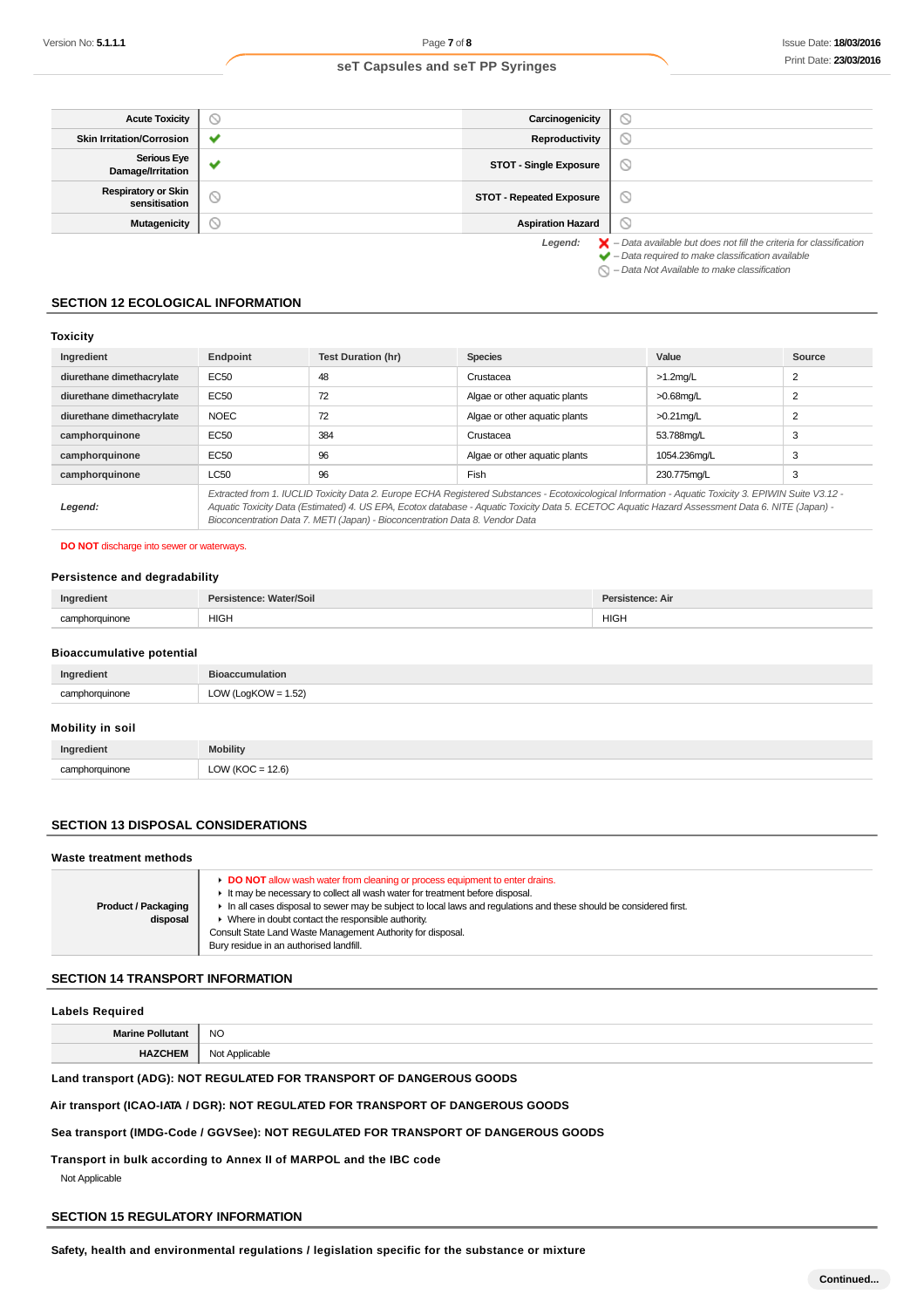| Acute Toxicity | ⃠ | Carcinogenicity | ⃠ |
|---|---|---|---|
| Skin Irritation/Corrosion | ✔ | Reproductivity | ⃠ |
| Serious Eye Damage/Irritation | ✔ | STOT - Single Exposure | ⃠ |
| Respiratory or Skin sensitisation | ⃠ | STOT - Repeated Exposure | ⃠ |
| Mutagenicity | ⃠ | Aspiration Hazard | ⃠ |

*Legend:*
- ✘ – *Data available but does not fill the criteria for classification*
- ✔ – *Data required to make classification available*
- ⃠ – *Data Not Available to make classification*

## SECTION 12 ECOLOGICAL INFORMATION

### Toxicity

| Ingredient | Endpoint | Test Duration (hr) | Species | Value | Source |
|---|---|---|---|---|---|
| diurethane dimethacrylate | EC50 | 48 | Crustacea | >1.2mg/L | 2 |
| diurethane dimethacrylate | EC50 | 72 | Algae or other aquatic plants | >0.68mg/L | 2 |
| diurethane dimethacrylate | NOEC | 72 | Algae or other aquatic plants | >0.21mg/L | 2 |
| camphorquinone | EC50 | 384 | Crustacea | 53.788mg/L | 3 |
| camphorquinone | EC50 | 96 | Algae or other aquatic plants | 1054.236mg/L | 3 |
| camphorquinone | LC50 | 96 | Fish | 230.775mg/L | 3 |
| *Legend:* | *Extracted from 1. IUCLID Toxicity Data 2. Europe ECHA Registered Substances - Ecotoxicological Information - Aquatic Toxicity 3. EPIWIN Suite V3.12 - Aquatic Toxicity Data (Estimated) 4. US EPA, Ecotox database - Aquatic Toxicity Data 5. ECETOC Aquatic Hazard Assessment Data 6. NITE (Japan) - Bioconcentration Data 7. METI (Japan) - Bioconcentration Data 8. Vendor Data* | | | | |

**DO NOT** discharge into sewer or waterways.

### Persistence and degradability

| Ingredient | Persistence: Water/Soil | Persistence: Air |
|---|---|---|
| camphorquinone | HIGH | HIGH |

### Bioaccumulative potential

| Ingredient | Bioaccumulation |
|---|---|
| camphorquinone | LOW (LogKOW = 1.52) |

### Mobility in soil

| Ingredient | Mobility |
|---|---|
| camphorquinone | LOW (KOC = 12.6) |

## SECTION 13 DISPOSAL CONSIDERATIONS

### Waste treatment methods

| Product / Packaging disposal | - **DO NOT** allow wash water from cleaning or process equipment to enter drains.<br>- It may be necessary to collect all wash water for treatment before disposal.<br>- In all cases disposal to sewer may be subject to local laws and regulations and these should be considered first.<br>- Where in doubt contact the responsible authority.<br>Consult State Land Waste Management Authority for disposal.<br>Bury residue in an authorised landfill. |
|---|---|

## SECTION 14 TRANSPORT INFORMATION

### Labels Required

| Marine Pollutant | NO |
|---|---|
| HAZCHEM | Not Applicable |

**Land transport (ADG): NOT REGULATED FOR TRANSPORT OF DANGEROUS GOODS**

**Air transport (ICAO-IATA / DGR): NOT REGULATED FOR TRANSPORT OF DANGEROUS GOODS**

**Sea transport (IMDG-Code / GGVSee): NOT REGULATED FOR TRANSPORT OF DANGEROUS GOODS**

**Transport in bulk according to Annex II of MARPOL and the IBC code**

Not Applicable

## SECTION 15 REGULATORY INFORMATION

**Safety, health and environmental regulations / legislation specific for the substance or mixture**

Continued...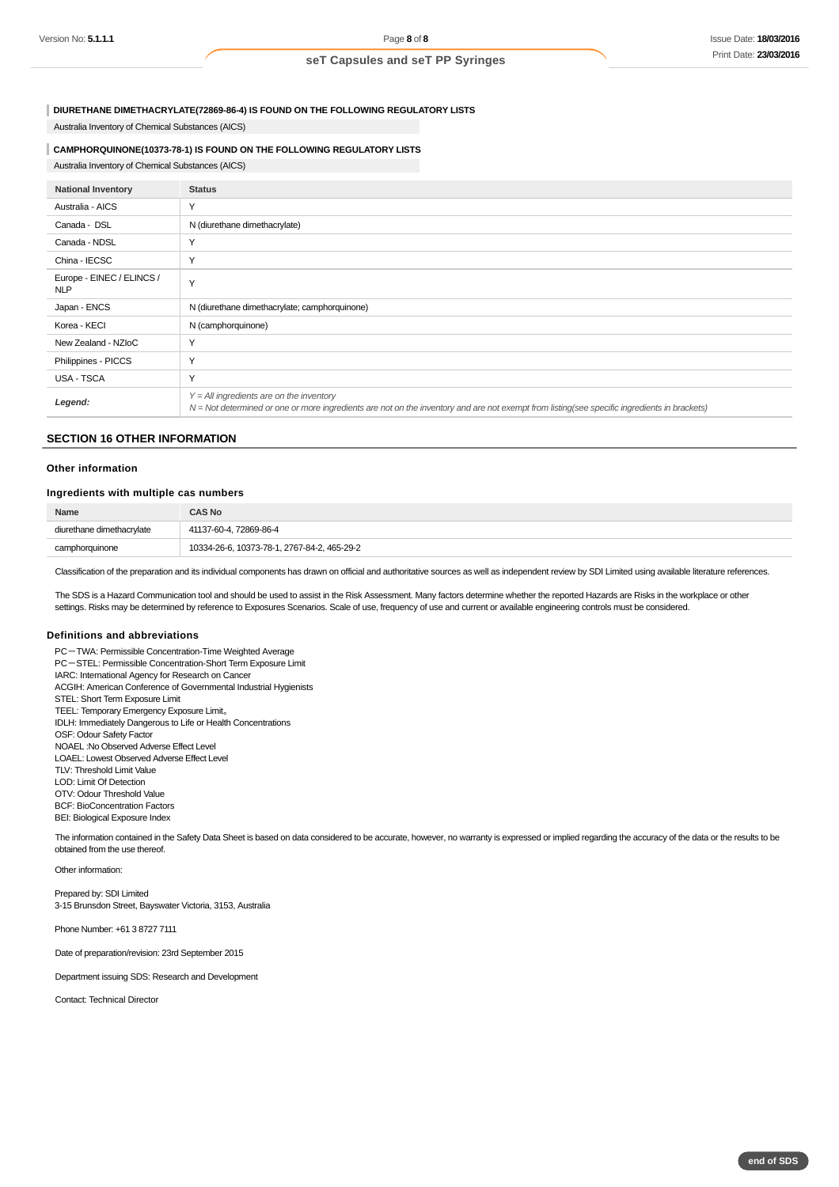**DIURETHANE DIMETHACRYLATE(72869-86-4) IS FOUND ON THE FOLLOWING REGULATORY LISTS**

Australia Inventory of Chemical Substances (AICS)

**CAMPHORQUINONE(10373-78-1) IS FOUND ON THE FOLLOWING REGULATORY LISTS**

Australia Inventory of Chemical Substances (AICS)

| National Inventory | Status |
|---|---|
| Australia - AICS | Y |
| Canada - DSL | N (diurethane dimethacrylate) |
| Canada - NDSL | Y |
| China - IECSC | Y |
| Europe - EINEC / ELINCS / NLP | Y |
| Japan - ENCS | N (diurethane dimethacrylate; camphorquinone) |
| Korea - KECI | N (camphorquinone) |
| New Zealand - NZIoC | Y |
| Philippines - PICCS | Y |
| USA - TSCA | Y |
| ***Legend:*** | *Y = All ingredients are on the inventory*<br>*N = Not determined or one or more ingredients are not on the inventory and are not exempt from listing(see specific ingredients in brackets)* |

## SECTION 16 OTHER INFORMATION

### Other information

### Ingredients with multiple cas numbers

| Name | CAS No |
|---|---|
| diurethane dimethacrylate | 41137-60-4, 72869-86-4 |
| camphorquinone | 10334-26-6, 10373-78-1, 2767-84-2, 465-29-2 |

Classification of the preparation and its individual components has drawn on official and authoritative sources as well as independent review by SDI Limited using available literature references.

The SDS is a Hazard Communication tool and should be used to assist in the Risk Assessment. Many factors determine whether the reported Hazards are Risks in the workplace or other settings. Risks may be determined by reference to Exposures Scenarios. Scale of use, frequency of use and current or available engineering controls must be considered.

### Definitions and abbreviations

PC－TWA: Permissible Concentration-Time Weighted Average
PC－STEL: Permissible Concentration-Short Term Exposure Limit
IARC: International Agency for Research on Cancer
ACGIH: American Conference of Governmental Industrial Hygienists
STEL: Short Term Exposure Limit
TEEL: Temporary Emergency Exposure Limit。
IDLH: Immediately Dangerous to Life or Health Concentrations
OSF: Odour Safety Factor
NOAEL :No Observed Adverse Effect Level
LOAEL: Lowest Observed Adverse Effect Level
TLV: Threshold Limit Value
LOD: Limit Of Detection
OTV: Odour Threshold Value
BCF: BioConcentration Factors
BEI: Biological Exposure Index

The information contained in the Safety Data Sheet is based on data considered to be accurate, however, no warranty is expressed or implied regarding the accuracy of the data or the results to be obtained from the use thereof.

Other information:

Prepared by: SDI Limited
3-15 Brunsdon Street, Bayswater Victoria, 3153, Australia

Phone Number: +61 3 8727 7111

Date of preparation/revision: 23rd September 2015

Department issuing SDS: Research and Development

Contact: Technical Director

**end of SDS**